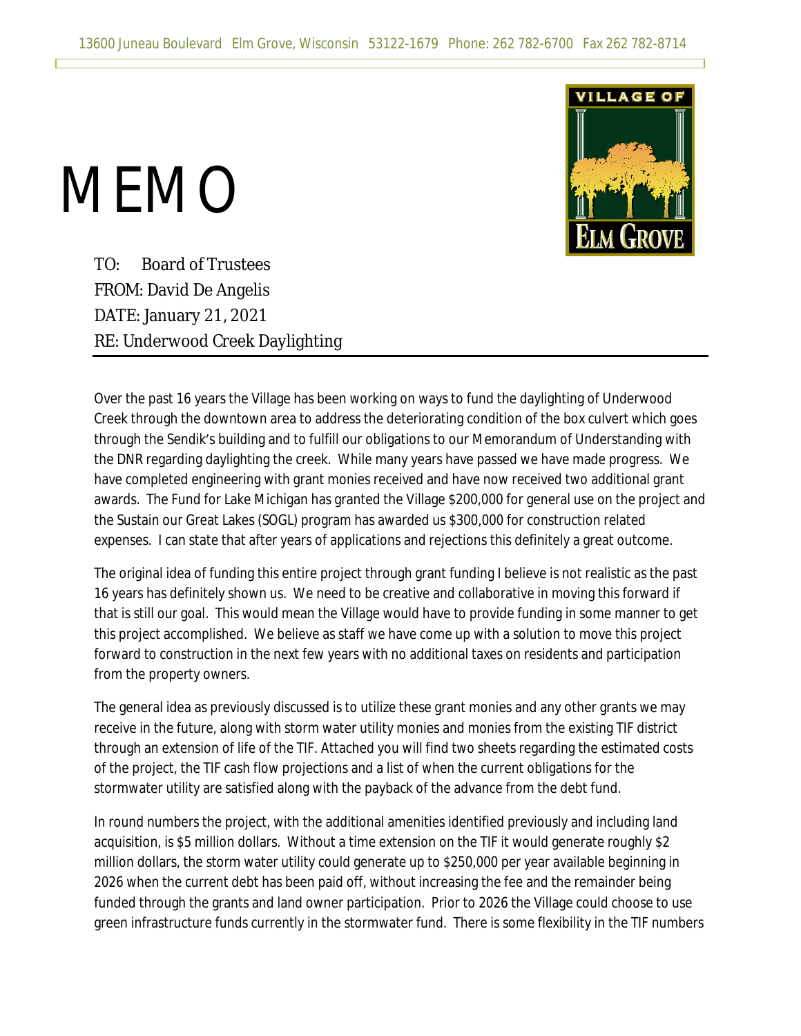13600 Juneau Boulevard Elm Grove, Wisconsin 53122-1679 Phone: 262 782-6700 Fax 262 782-8714

# MEMO

TO: Board of Trustees
FROM: David De Angelis
DATE: January 21, 2021
RE: Underwood Creek Daylighting

Over the past 16 years the Village has been working on ways to fund the daylighting of Underwood Creek through the downtown area to address the deteriorating condition of the box culvert which goes through the Sendik's building and to fulfill our obligations to our Memorandum of Understanding with the DNR regarding daylighting the creek. While many years have passed we have made progress. We have completed engineering with grant monies received and have now received two additional grant awards. The Fund for Lake Michigan has granted the Village $200,000 for general use on the project and the Sustain our Great Lakes (SOGL) program has awarded us $300,000 for construction related expenses. I can state that after years of applications and rejections this definitely a great outcome.

The original idea of funding this entire project through grant funding I believe is not realistic as the past 16 years has definitely shown us. We need to be creative and collaborative in moving this forward if that is still our goal. This would mean the Village would have to provide funding in some manner to get this project accomplished. We believe as staff we have come up with a solution to move this project forward to construction in the next few years with no additional taxes on residents and participation from the property owners.

The general idea as previously discussed is to utilize these grant monies and any other grants we may receive in the future, along with storm water utility monies and monies from the existing TIF district through an extension of life of the TIF. Attached you will find two sheets regarding the estimated costs of the project, the TIF cash flow projections and a list of when the current obligations for the stormwater utility are satisfied along with the payback of the advance from the debt fund.

In round numbers the project, with the additional amenities identified previously and including land acquisition, is $5 million dollars. Without a time extension on the TIF it would generate roughly $2 million dollars, the storm water utility could generate up to $250,000 per year available beginning in 2026 when the current debt has been paid off, without increasing the fee and the remainder being funded through the grants and land owner participation. Prior to 2026 the Village could choose to use green infrastructure funds currently in the stormwater fund. There is some flexibility in the TIF numbers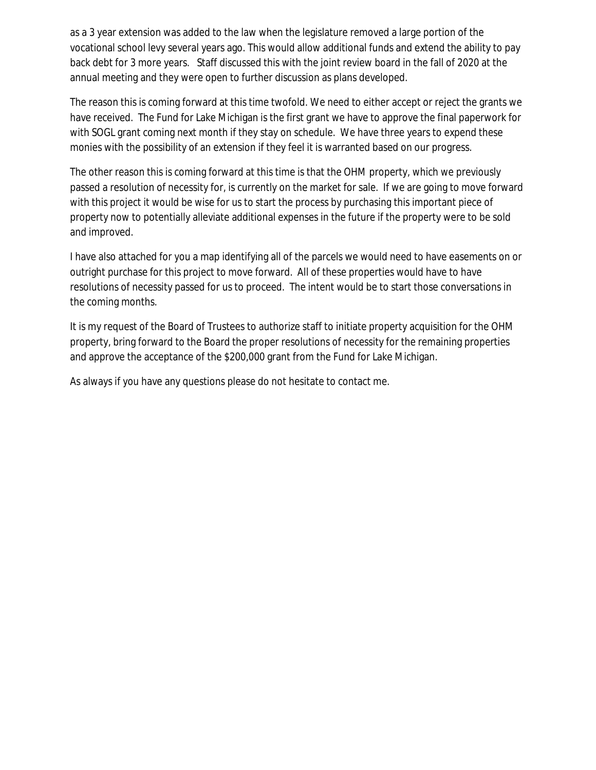as a 3 year extension was added to the law when the legislature removed a large portion of the vocational school levy several years ago. This would allow additional funds and extend the ability to pay back debt for 3 more years. Staff discussed this with the joint review board in the fall of 2020 at the annual meeting and they were open to further discussion as plans developed.

The reason this is coming forward at this time twofold. We need to either accept or reject the grants we have received. The Fund for Lake Michigan is the first grant we have to approve the final paperwork for with SOGL grant coming next month if they stay on schedule. We have three years to expend these monies with the possibility of an extension if they feel it is warranted based on our progress.

The other reason this is coming forward at this time is that the OHM property, which we previously passed a resolution of necessity for, is currently on the market for sale. If we are going to move forward with this project it would be wise for us to start the process by purchasing this important piece of property now to potentially alleviate additional expenses in the future if the property were to be sold and improved.

I have also attached for you a map identifying all of the parcels we would need to have easements on or outright purchase for this project to move forward. All of these properties would have to have resolutions of necessity passed for us to proceed. The intent would be to start those conversations in the coming months.

It is my request of the Board of Trustees to authorize staff to initiate property acquisition for the OHM property, bring forward to the Board the proper resolutions of necessity for the remaining properties and approve the acceptance of the $200,000 grant from the Fund for Lake Michigan.

As always if you have any questions please do not hesitate to contact me.